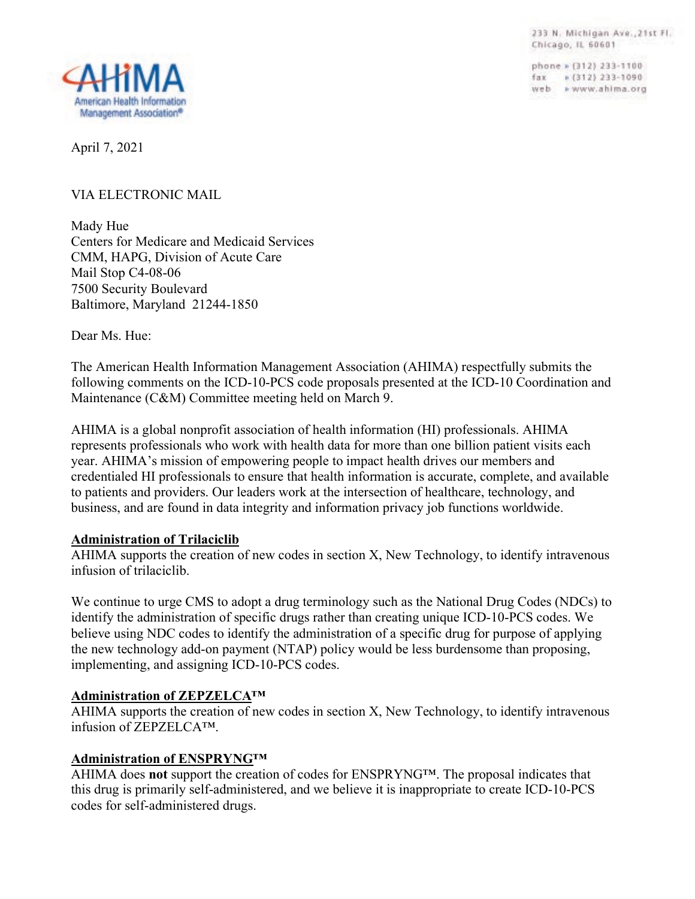233 N. Michigan Ave., 21st Fl.
Chicago, IL 60601

phone » (312) 233-1100
fax » (312) 233-1090
web » www.ahima.org

AHIMA
American Health Information Management Association®

April 7, 2021

VIA ELECTRONIC MAIL

Mady Hue
Centers for Medicare and Medicaid Services
CMM, HAPG, Division of Acute Care
Mail Stop C4-08-06
7500 Security Boulevard
Baltimore, Maryland 21244-1850

Dear Ms. Hue:

The American Health Information Management Association (AHIMA) respectfully submits the following comments on the ICD-10-PCS code proposals presented at the ICD-10 Coordination and Maintenance (C&M) Committee meeting held on March 9.

AHIMA is a global nonprofit association of health information (HI) professionals. AHIMA represents professionals who work with health data for more than one billion patient visits each year. AHIMA's mission of empowering people to impact health drives our members and credentialed HI professionals to ensure that health information is accurate, complete, and available to patients and providers. Our leaders work at the intersection of healthcare, technology, and business, and are found in data integrity and information privacy job functions worldwide.

**Administration of Trilaciclib**

AHIMA supports the creation of new codes in section X, New Technology, to identify intravenous infusion of trilaciclib.

We continue to urge CMS to adopt a drug terminology such as the National Drug Codes (NDCs) to identify the administration of specific drugs rather than creating unique ICD-10-PCS codes. We believe using NDC codes to identify the administration of a specific drug for purpose of applying the new technology add-on payment (NTAP) policy would be less burdensome than proposing, implementing, and assigning ICD-10-PCS codes.

**Administration of ZEPZELCA™**

AHIMA supports the creation of new codes in section X, New Technology, to identify intravenous infusion of ZEPZELCA™.

**Administration of ENSPRYNG™**

AHIMA does **not** support the creation of codes for ENSPRYNG™. The proposal indicates that this drug is primarily self-administered, and we believe it is inappropriate to create ICD-10-PCS codes for self-administered drugs.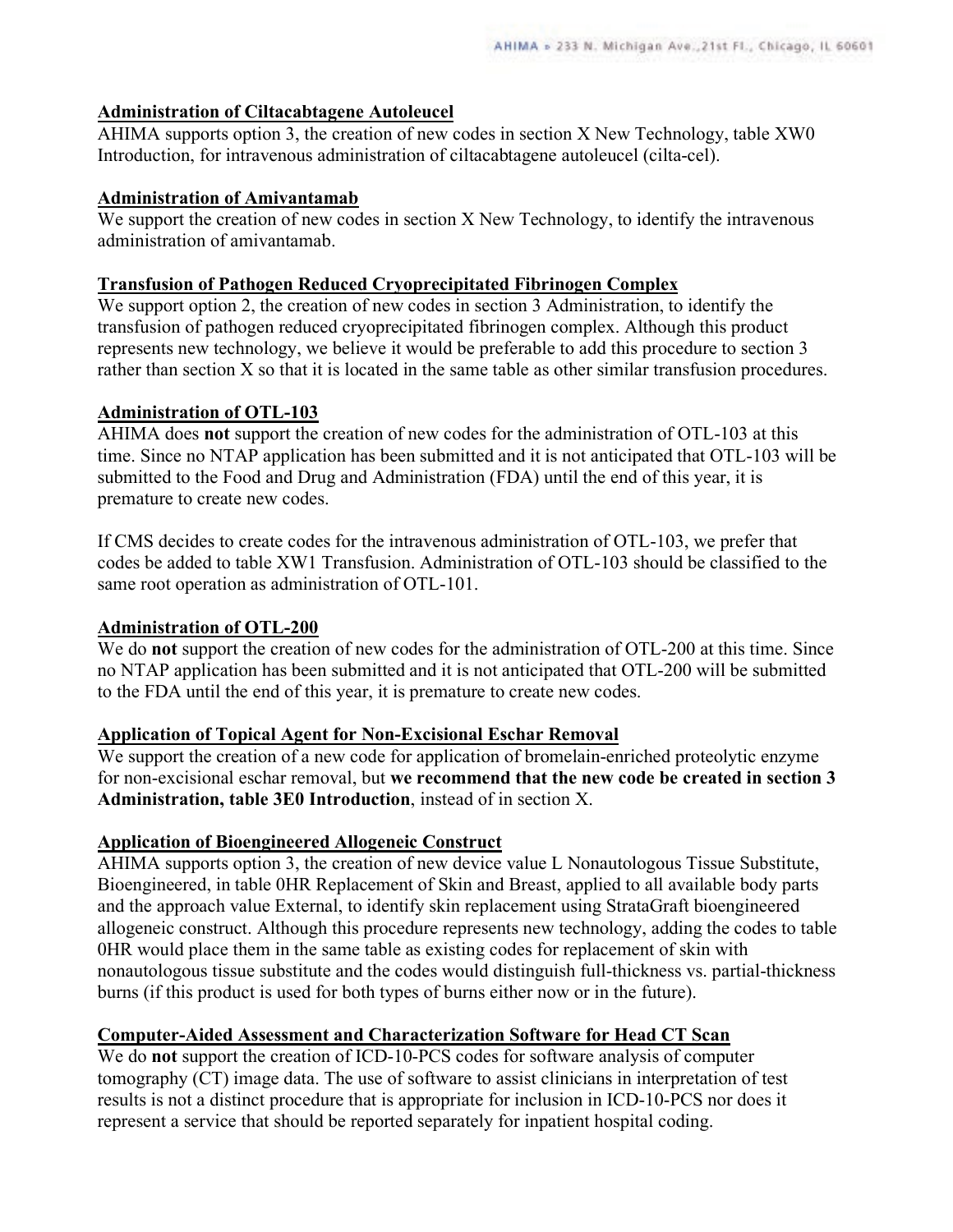**Administration of Ciltacabtagene Autoleucel**

AHIMA supports option 3, the creation of new codes in section X New Technology, table XW0 Introduction, for intravenous administration of ciltacabtagene autoleucel (cilta-cel).

**Administration of Amivantamab**

We support the creation of new codes in section X New Technology, to identify the intravenous administration of amivantamab.

**Transfusion of Pathogen Reduced Cryoprecipitated Fibrinogen Complex**

We support option 2, the creation of new codes in section 3 Administration, to identify the transfusion of pathogen reduced cryoprecipitated fibrinogen complex. Although this product represents new technology, we believe it would be preferable to add this procedure to section 3 rather than section X so that it is located in the same table as other similar transfusion procedures.

**Administration of OTL-103**

AHIMA does **not** support the creation of new codes for the administration of OTL-103 at this time. Since no NTAP application has been submitted and it is not anticipated that OTL-103 will be submitted to the Food and Drug and Administration (FDA) until the end of this year, it is premature to create new codes.

If CMS decides to create codes for the intravenous administration of OTL-103, we prefer that codes be added to table XW1 Transfusion. Administration of OTL-103 should be classified to the same root operation as administration of OTL-101.

**Administration of OTL-200**

We do **not** support the creation of new codes for the administration of OTL-200 at this time. Since no NTAP application has been submitted and it is not anticipated that OTL-200 will be submitted to the FDA until the end of this year, it is premature to create new codes.

**Application of Topical Agent for Non-Excisional Eschar Removal**

We support the creation of a new code for application of bromelain-enriched proteolytic enzyme for non-excisional eschar removal, but **we recommend that the new code be created in section 3 Administration, table 3E0 Introduction**, instead of in section X.

**Application of Bioengineered Allogeneic Construct**

AHIMA supports option 3, the creation of new device value L Nonautologous Tissue Substitute, Bioengineered, in table 0HR Replacement of Skin and Breast, applied to all available body parts and the approach value External, to identify skin replacement using StrataGraft bioengineered allogeneic construct. Although this procedure represents new technology, adding the codes to table 0HR would place them in the same table as existing codes for replacement of skin with nonautologous tissue substitute and the codes would distinguish full-thickness vs. partial-thickness burns (if this product is used for both types of burns either now or in the future).

**Computer-Aided Assessment and Characterization Software for Head CT Scan**

We do **not** support the creation of ICD-10-PCS codes for software analysis of computer tomography (CT) image data. The use of software to assist clinicians in interpretation of test results is not a distinct procedure that is appropriate for inclusion in ICD-10-PCS nor does it represent a service that should be reported separately for inpatient hospital coding.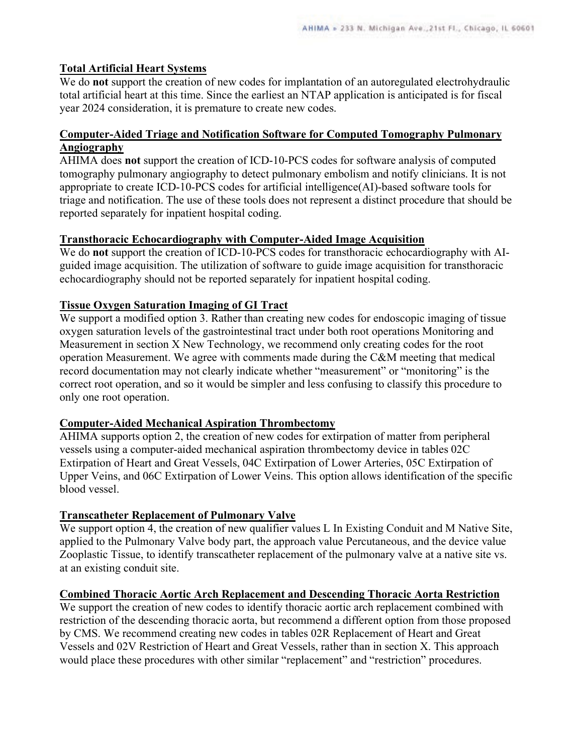### Total Artificial Heart Systems

We do **not** support the creation of new codes for implantation of an autoregulated electrohydraulic total artificial heart at this time. Since the earliest an NTAP application is anticipated is for fiscal year 2024 consideration, it is premature to create new codes.

### Computer-Aided Triage and Notification Software for Computed Tomography Pulmonary Angiography

AHIMA does **not** support the creation of ICD-10-PCS codes for software analysis of computed tomography pulmonary angiography to detect pulmonary embolism and notify clinicians. It is not appropriate to create ICD-10-PCS codes for artificial intelligence(AI)-based software tools for triage and notification. The use of these tools does not represent a distinct procedure that should be reported separately for inpatient hospital coding.

### Transthoracic Echocardiography with Computer-Aided Image Acquisition

We do **not** support the creation of ICD-10-PCS codes for transthoracic echocardiography with AI-guided image acquisition. The utilization of software to guide image acquisition for transthoracic echocardiography should not be reported separately for inpatient hospital coding.

### Tissue Oxygen Saturation Imaging of GI Tract

We support a modified option 3. Rather than creating new codes for endoscopic imaging of tissue oxygen saturation levels of the gastrointestinal tract under both root operations Monitoring and Measurement in section X New Technology, we recommend only creating codes for the root operation Measurement. We agree with comments made during the C&M meeting that medical record documentation may not clearly indicate whether "measurement" or "monitoring" is the correct root operation, and so it would be simpler and less confusing to classify this procedure to only one root operation.

### Computer-Aided Mechanical Aspiration Thrombectomy

AHIMA supports option 2, the creation of new codes for extirpation of matter from peripheral vessels using a computer-aided mechanical aspiration thrombectomy device in tables 02C Extirpation of Heart and Great Vessels, 04C Extirpation of Lower Arteries, 05C Extirpation of Upper Veins, and 06C Extirpation of Lower Veins. This option allows identification of the specific blood vessel.

### Transcatheter Replacement of Pulmonary Valve

We support option 4, the creation of new qualifier values L In Existing Conduit and M Native Site, applied to the Pulmonary Valve body part, the approach value Percutaneous, and the device value Zooplastic Tissue, to identify transcatheter replacement of the pulmonary valve at a native site vs. at an existing conduit site.

### Combined Thoracic Aortic Arch Replacement and Descending Thoracic Aorta Restriction

We support the creation of new codes to identify thoracic aortic arch replacement combined with restriction of the descending thoracic aorta, but recommend a different option from those proposed by CMS. We recommend creating new codes in tables 02R Replacement of Heart and Great Vessels and 02V Restriction of Heart and Great Vessels, rather than in section X. This approach would place these procedures with other similar "replacement" and "restriction" procedures.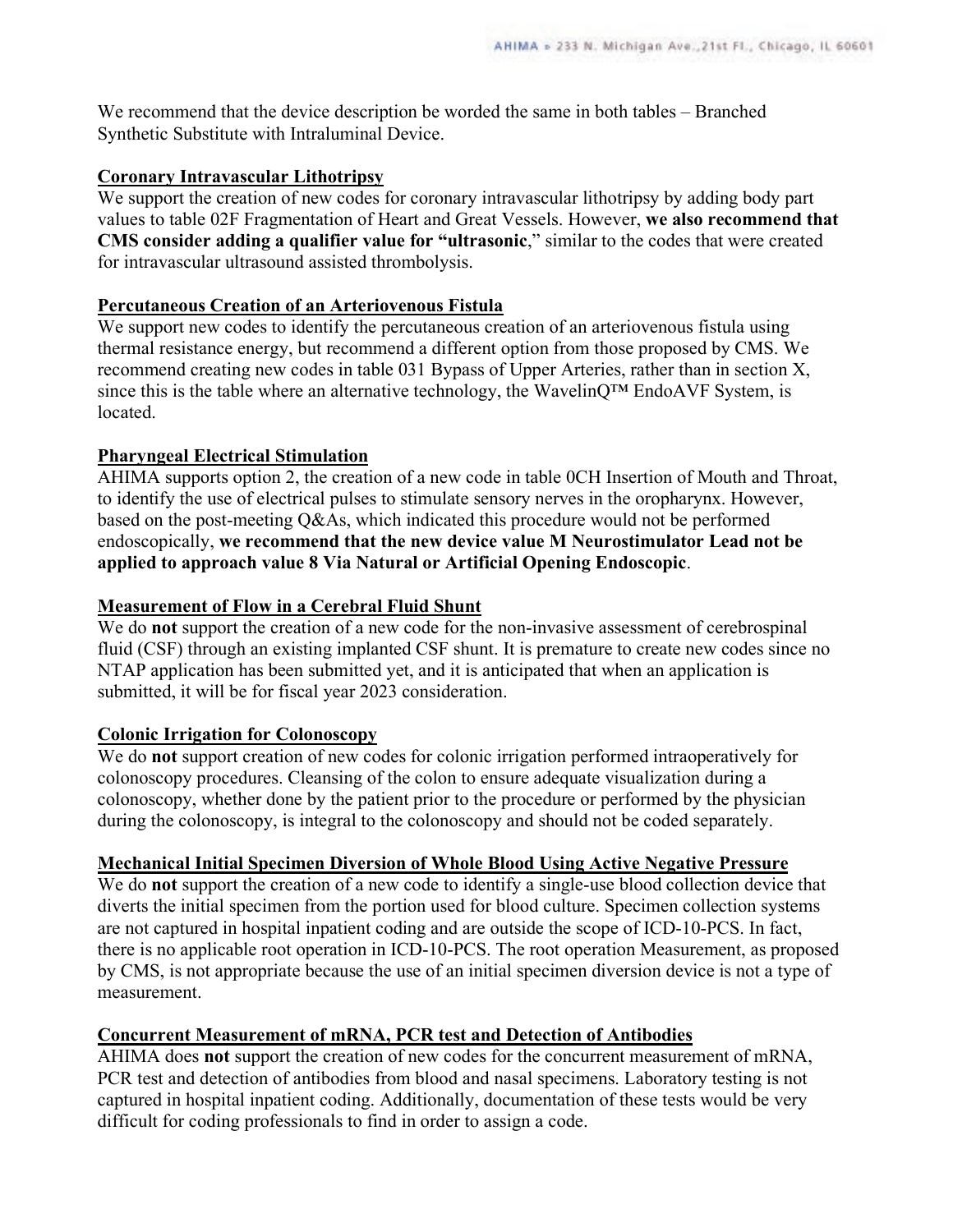We recommend that the device description be worded the same in both tables – Branched Synthetic Substitute with Intraluminal Device.

**Coronary Intravascular Lithotripsy**

We support the creation of new codes for coronary intravascular lithotripsy by adding body part values to table 02F Fragmentation of Heart and Great Vessels. However, **we also recommend that CMS consider adding a qualifier value for "ultrasonic**," similar to the codes that were created for intravascular ultrasound assisted thrombolysis.

**Percutaneous Creation of an Arteriovenous Fistula**

We support new codes to identify the percutaneous creation of an arteriovenous fistula using thermal resistance energy, but recommend a different option from those proposed by CMS. We recommend creating new codes in table 031 Bypass of Upper Arteries, rather than in section X, since this is the table where an alternative technology, the WavelinQ™ EndoAVF System, is located.

**Pharyngeal Electrical Stimulation**

AHIMA supports option 2, the creation of a new code in table 0CH Insertion of Mouth and Throat, to identify the use of electrical pulses to stimulate sensory nerves in the oropharynx. However, based on the post-meeting Q&As, which indicated this procedure would not be performed endoscopically, **we recommend that the new device value M Neurostimulator Lead not be applied to approach value 8 Via Natural or Artificial Opening Endoscopic**.

**Measurement of Flow in a Cerebral Fluid Shunt**

We do **not** support the creation of a new code for the non-invasive assessment of cerebrospinal fluid (CSF) through an existing implanted CSF shunt. It is premature to create new codes since no NTAP application has been submitted yet, and it is anticipated that when an application is submitted, it will be for fiscal year 2023 consideration.

**Colonic Irrigation for Colonoscopy**

We do **not** support creation of new codes for colonic irrigation performed intraoperatively for colonoscopy procedures. Cleansing of the colon to ensure adequate visualization during a colonoscopy, whether done by the patient prior to the procedure or performed by the physician during the colonoscopy, is integral to the colonoscopy and should not be coded separately.

**Mechanical Initial Specimen Diversion of Whole Blood Using Active Negative Pressure**

We do **not** support the creation of a new code to identify a single-use blood collection device that diverts the initial specimen from the portion used for blood culture. Specimen collection systems are not captured in hospital inpatient coding and are outside the scope of ICD-10-PCS. In fact, there is no applicable root operation in ICD-10-PCS. The root operation Measurement, as proposed by CMS, is not appropriate because the use of an initial specimen diversion device is not a type of measurement.

**Concurrent Measurement of mRNA, PCR test and Detection of Antibodies**

AHIMA does **not** support the creation of new codes for the concurrent measurement of mRNA, PCR test and detection of antibodies from blood and nasal specimens. Laboratory testing is not captured in hospital inpatient coding. Additionally, documentation of these tests would be very difficult for coding professionals to find in order to assign a code.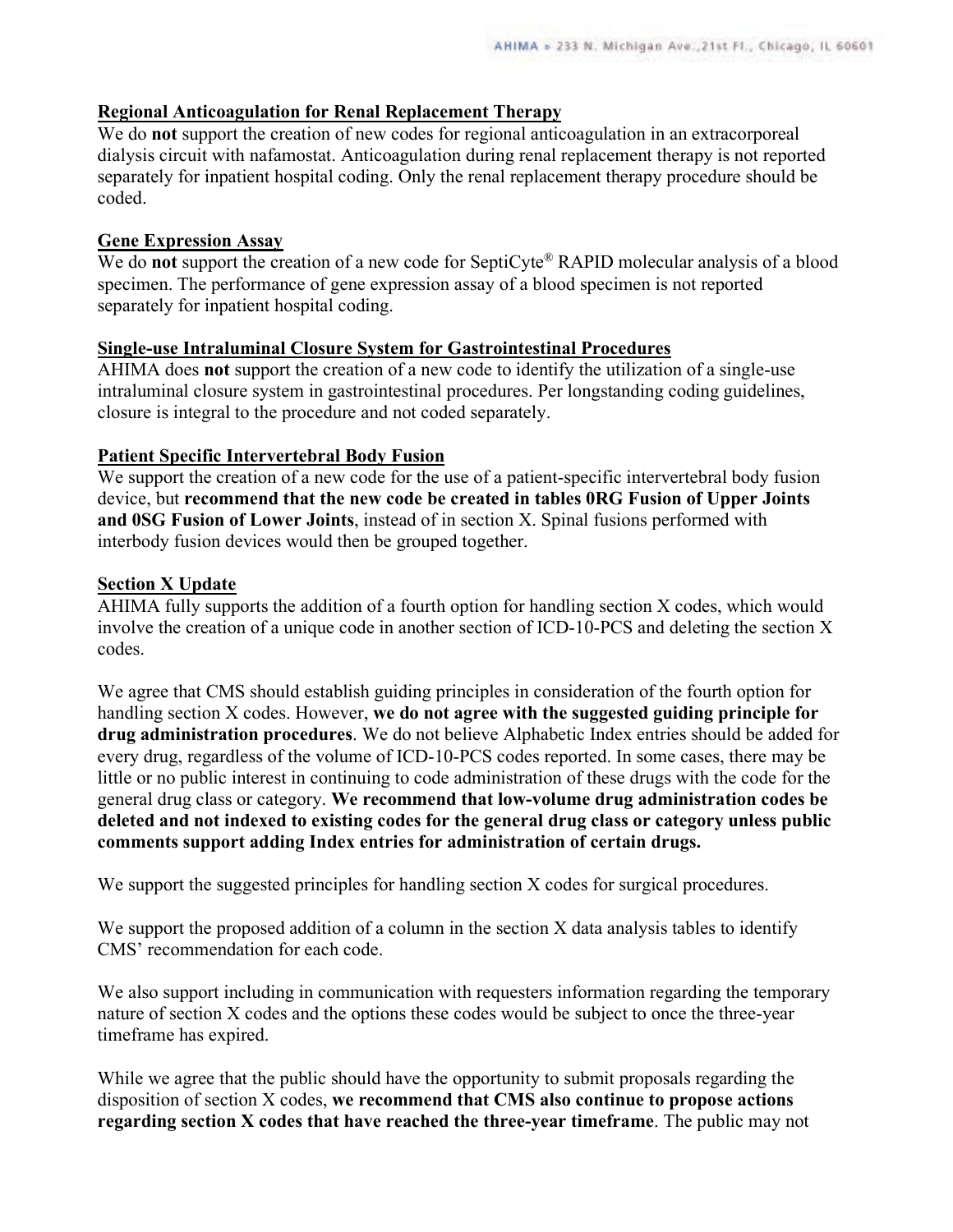**Regional Anticoagulation for Renal Replacement Therapy**

We do **not** support the creation of new codes for regional anticoagulation in an extracorporeal dialysis circuit with nafamostat. Anticoagulation during renal replacement therapy is not reported separately for inpatient hospital coding. Only the renal replacement therapy procedure should be coded.

**Gene Expression Assay**

We do **not** support the creation of a new code for SeptiCyte® RAPID molecular analysis of a blood specimen. The performance of gene expression assay of a blood specimen is not reported separately for inpatient hospital coding.

**Single-use Intraluminal Closure System for Gastrointestinal Procedures**

AHIMA does **not** support the creation of a new code to identify the utilization of a single-use intraluminal closure system in gastrointestinal procedures. Per longstanding coding guidelines, closure is integral to the procedure and not coded separately.

**Patient Specific Intervertebral Body Fusion**

We support the creation of a new code for the use of a patient-specific intervertebral body fusion device, but **recommend that the new code be created in tables 0RG Fusion of Upper Joints and 0SG Fusion of Lower Joints**, instead of in section X. Spinal fusions performed with interbody fusion devices would then be grouped together.

**Section X Update**

AHIMA fully supports the addition of a fourth option for handling section X codes, which would involve the creation of a unique code in another section of ICD-10-PCS and deleting the section X codes.

We agree that CMS should establish guiding principles in consideration of the fourth option for handling section X codes. However, **we do not agree with the suggested guiding principle for drug administration procedures**. We do not believe Alphabetic Index entries should be added for every drug, regardless of the volume of ICD-10-PCS codes reported. In some cases, there may be little or no public interest in continuing to code administration of these drugs with the code for the general drug class or category. **We recommend that low-volume drug administration codes be deleted and not indexed to existing codes for the general drug class or category unless public comments support adding Index entries for administration of certain drugs.**

We support the suggested principles for handling section X codes for surgical procedures.

We support the proposed addition of a column in the section X data analysis tables to identify CMS' recommendation for each code.

We also support including in communication with requesters information regarding the temporary nature of section X codes and the options these codes would be subject to once the three-year timeframe has expired.

While we agree that the public should have the opportunity to submit proposals regarding the disposition of section X codes, **we recommend that CMS also continue to propose actions regarding section X codes that have reached the three-year timeframe**. The public may not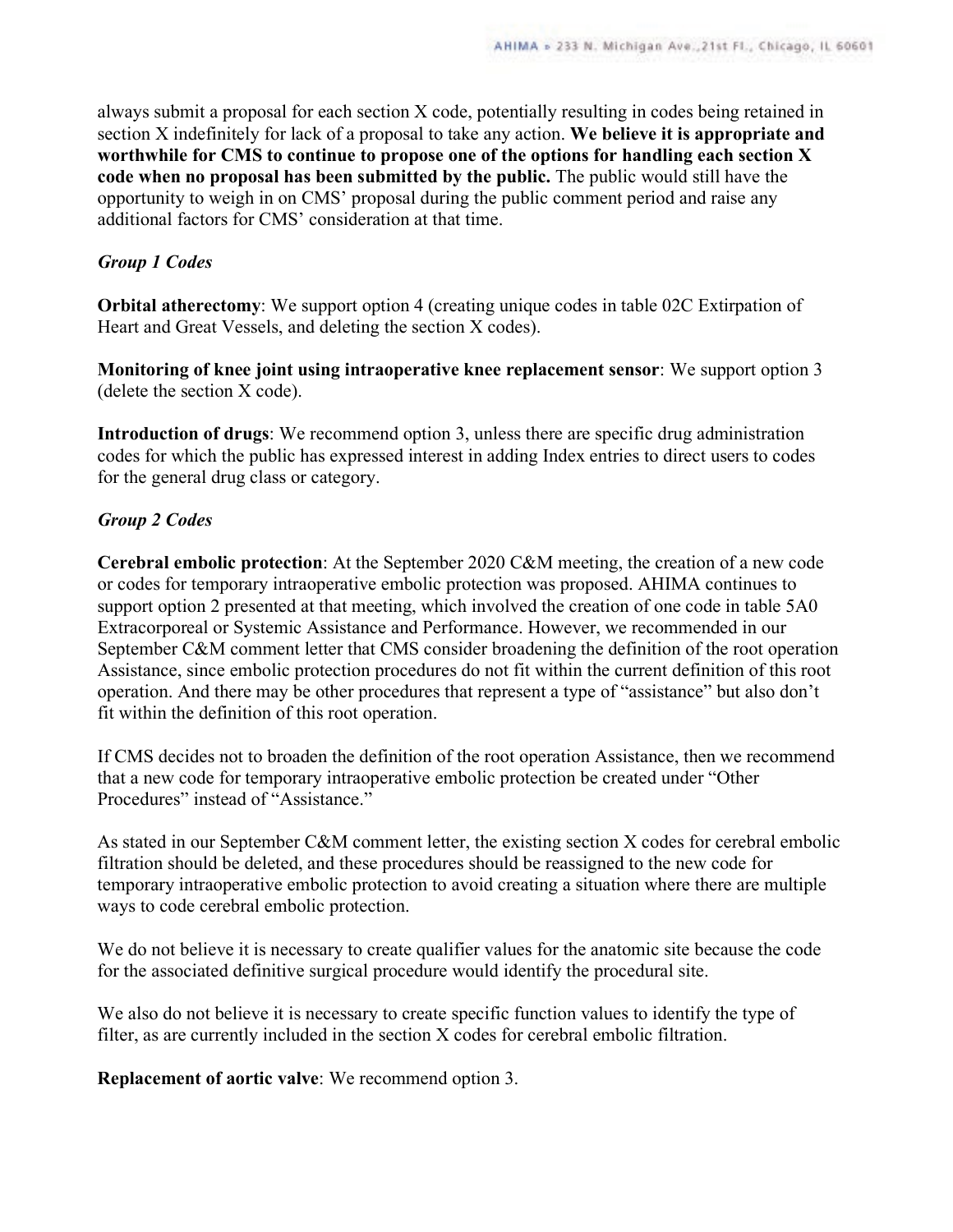always submit a proposal for each section X code, potentially resulting in codes being retained in section X indefinitely for lack of a proposal to take any action. **We believe it is appropriate and worthwhile for CMS to continue to propose one of the options for handling each section X code when no proposal has been submitted by the public.** The public would still have the opportunity to weigh in on CMS' proposal during the public comment period and raise any additional factors for CMS' consideration at that time.

### *Group 1 Codes*

**Orbital atherectomy**: We support option 4 (creating unique codes in table 02C Extirpation of Heart and Great Vessels, and deleting the section X codes).

**Monitoring of knee joint using intraoperative knee replacement sensor**: We support option 3 (delete the section X code).

**Introduction of drugs**: We recommend option 3, unless there are specific drug administration codes for which the public has expressed interest in adding Index entries to direct users to codes for the general drug class or category.

### *Group 2 Codes*

**Cerebral embolic protection**: At the September 2020 C&M meeting, the creation of a new code or codes for temporary intraoperative embolic protection was proposed. AHIMA continues to support option 2 presented at that meeting, which involved the creation of one code in table 5A0 Extracorporeal or Systemic Assistance and Performance. However, we recommended in our September C&M comment letter that CMS consider broadening the definition of the root operation Assistance, since embolic protection procedures do not fit within the current definition of this root operation. And there may be other procedures that represent a type of "assistance" but also don't fit within the definition of this root operation.

If CMS decides not to broaden the definition of the root operation Assistance, then we recommend that a new code for temporary intraoperative embolic protection be created under "Other Procedures" instead of "Assistance."

As stated in our September C&M comment letter, the existing section X codes for cerebral embolic filtration should be deleted, and these procedures should be reassigned to the new code for temporary intraoperative embolic protection to avoid creating a situation where there are multiple ways to code cerebral embolic protection.

We do not believe it is necessary to create qualifier values for the anatomic site because the code for the associated definitive surgical procedure would identify the procedural site.

We also do not believe it is necessary to create specific function values to identify the type of filter, as are currently included in the section X codes for cerebral embolic filtration.

**Replacement of aortic valve**: We recommend option 3.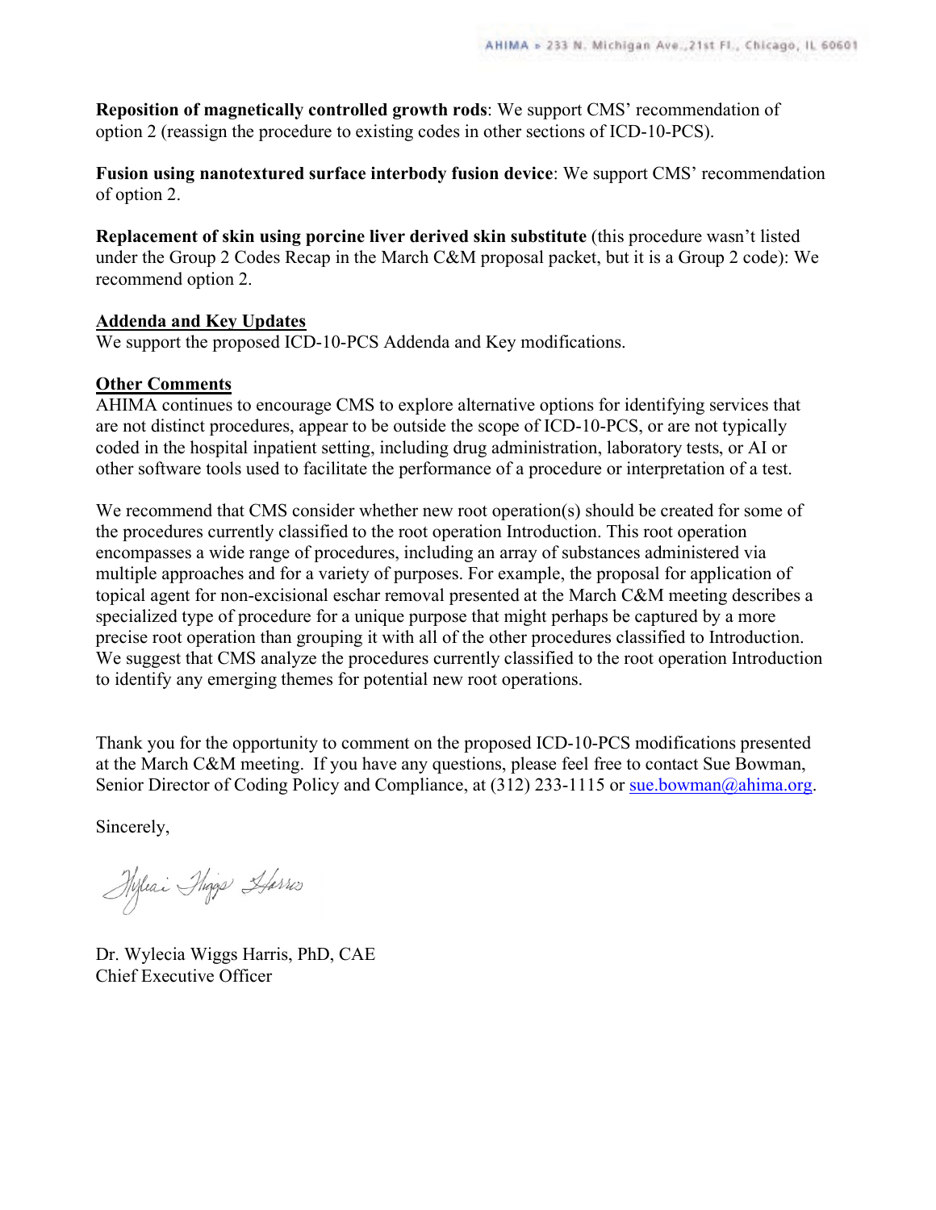**Reposition of magnetically controlled growth rods**: We support CMS' recommendation of option 2 (reassign the procedure to existing codes in other sections of ICD-10-PCS).

**Fusion using nanotextured surface interbody fusion device**: We support CMS' recommendation of option 2.

**Replacement of skin using porcine liver derived skin substitute** (this procedure wasn't listed under the Group 2 Codes Recap in the March C&M proposal packet, but it is a Group 2 code): We recommend option 2.

**Addenda and Key Updates**

We support the proposed ICD-10-PCS Addenda and Key modifications.

**Other Comments**

AHIMA continues to encourage CMS to explore alternative options for identifying services that are not distinct procedures, appear to be outside the scope of ICD-10-PCS, or are not typically coded in the hospital inpatient setting, including drug administration, laboratory tests, or AI or other software tools used to facilitate the performance of a procedure or interpretation of a test.

We recommend that CMS consider whether new root operation(s) should be created for some of the procedures currently classified to the root operation Introduction. This root operation encompasses a wide range of procedures, including an array of substances administered via multiple approaches and for a variety of purposes. For example, the proposal for application of topical agent for non-excisional eschar removal presented at the March C&M meeting describes a specialized type of procedure for a unique purpose that might perhaps be captured by a more precise root operation than grouping it with all of the other procedures classified to Introduction. We suggest that CMS analyze the procedures currently classified to the root operation Introduction to identify any emerging themes for potential new root operations.

Thank you for the opportunity to comment on the proposed ICD-10-PCS modifications presented at the March C&M meeting. If you have any questions, please feel free to contact Sue Bowman, Senior Director of Coding Policy and Compliance, at (312) 233-1115 or sue.bowman@ahima.org.

Sincerely,

Dr. Wylecia Wiggs Harris, PhD, CAE
Chief Executive Officer